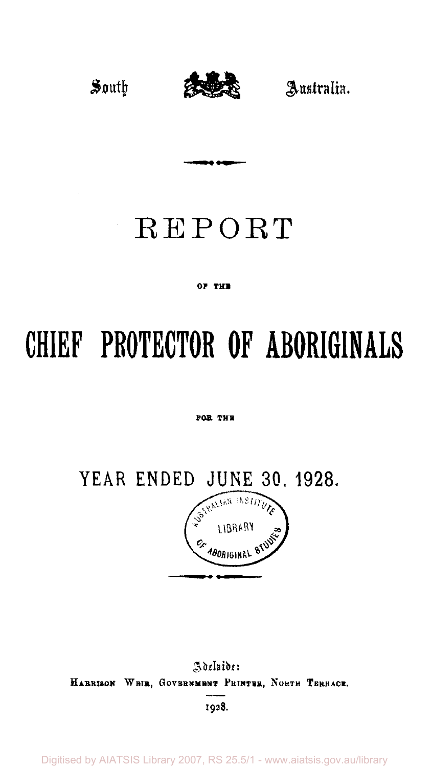South Australia.

# REPORT

OF THE

# CHIEF PROTECTOR OF ABORIGINALS

FOR THE

## YEAR ENDED JUNE 30, 1928.

AUSTRALIAN INSTITUTE OF ABORIGINAL STUDIES LIBRARY

Adelaide:
HARRISON WEIR, GOVERNMENT PRINTER, NORTH TERRACE.

1928.

Digitised by AIATSIS Library 2007, RS 25.5/1 - www.aiatsis.gov.au/library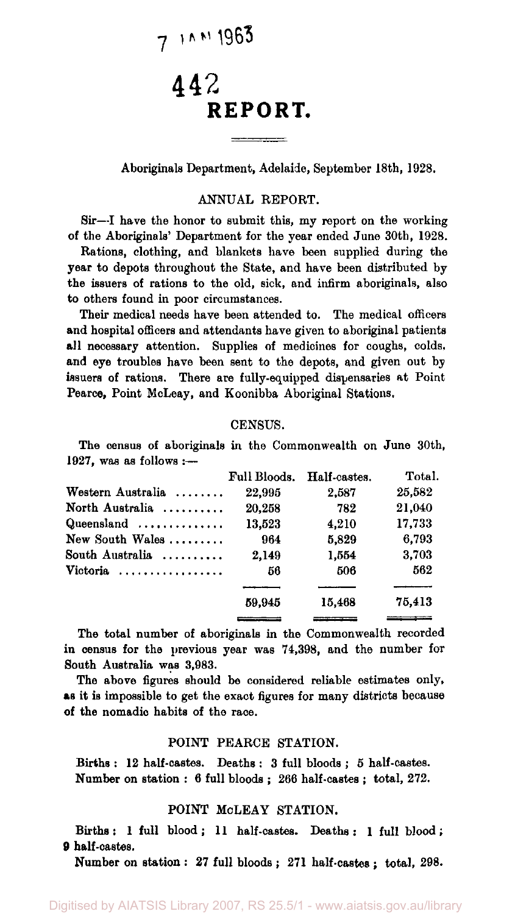7 JAN 1963

442

# REPORT.

Aboriginals Department, Adelaide, September 18th, 1928.

## ANNUAL REPORT.

Sir—I have the honor to submit this, my report on the working of the Aboriginals' Department for the year ended June 30th, 1928.

Rations, clothing, and blankets have been supplied during the year to depots throughout the State, and have been distributed by the issuers of rations to the old, sick, and infirm aboriginals, also to others found in poor circumstances.

Their medical needs have been attended to. The medical officers and hospital officers and attendants have given to aboriginal patients all necessary attention. Supplies of medicines for coughs, colds, and eye troubles have been sent to the depots, and given out by issuers of rations. There are fully-equipped dispensaries at Point Pearce, Point McLeay, and Koonibba Aboriginal Stations.

## CENSUS.

The census of aboriginals in the Commonwealth on June 30th, 1927, was as follows :—

| | Full Bloods. | Half-castes. | Total. |
|---|---|---|---|
| Western Australia | 22,995 | 2,587 | 25,582 |
| North Australia | 20,258 | 782 | 21,040 |
| Queensland | 13,523 | 4,210 | 17,733 |
| New South Wales | 964 | 5,829 | 6,793 |
| South Australia | 2,149 | 1,554 | 3,703 |
| Victoria | 56 | 506 | 562 |
| | 59,945 | 15,468 | 75,413 |

The total number of aboriginals in the Commonwealth recorded in census for the previous year was 74,398, and the number for South Australia was 3,983.

The above figures should be considered reliable estimates only, as it is impossible to get the exact figures for many districts because of the nomadic habits of the race.

## POINT PEARCE STATION.

Births : 12 half-castes. Deaths : 3 full bloods ; 5 half-castes.
Number on station : 6 full bloods ; 266 half-castes ; total, 272.

## POINT McLEAY STATION.

Births : 1 full blood ; 11 half-castes. Deaths : 1 full blood ; 9 half-castes.

Number on station : 27 full bloods ; 271 half-castes ; total, 298.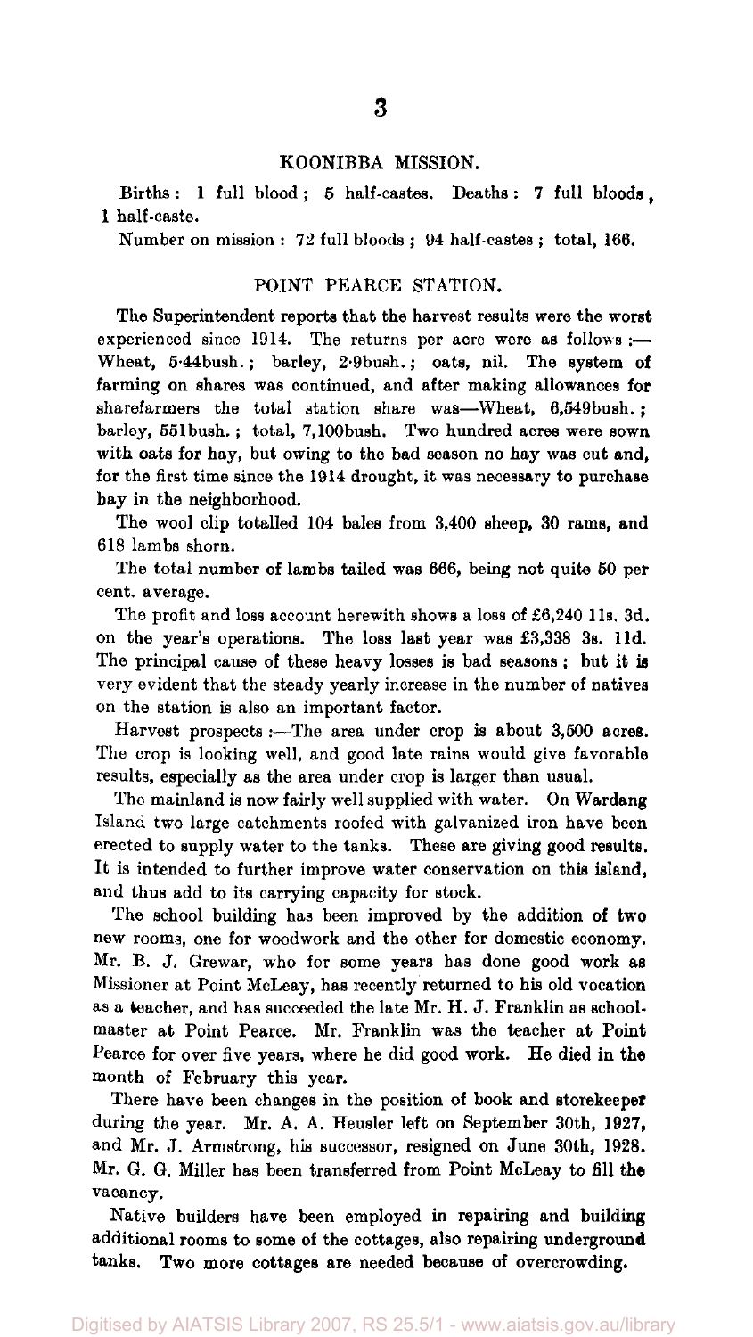## KOONIBBA MISSION.

Births: 1 full blood; 5 half-castes. Deaths: 7 full bloods, 1 half-caste.

Number on mission: 72 full bloods; 94 half-castes; total, 166.

## POINT PEARCE STATION.

The Superintendent reports that the harvest results were the worst experienced since 1914. The returns per acre were as follows:—Wheat, 5·44bush.; barley, 2·9bush.; oats, nil. The system of farming on shares was continued, and after making allowances for sharefarmers the total station share was—Wheat, 6,549bush.; barley, 551bush.; total, 7,100bush. Two hundred acres were sown with oats for hay, but owing to the bad season no hay was cut and, for the first time since the 1914 drought, it was necessary to purchase hay in the neighborhood.

The wool clip totalled 104 bales from 3,400 sheep, 30 rams, and 618 lambs shorn.

The total number of lambs tailed was 666, being not quite 50 per cent. average.

The profit and loss account herewith shows a loss of £6,240 11s. 3d. on the year's operations. The loss last year was £3,338 3s. 11d. The principal cause of these heavy losses is bad seasons; but it is very evident that the steady yearly increase in the number of natives on the station is also an important factor.

Harvest prospects:—The area under crop is about 3,500 acres. The crop is looking well, and good late rains would give favorable results, especially as the area under crop is larger than usual.

The mainland is now fairly well supplied with water. On Wardang Island two large catchments roofed with galvanized iron have been erected to supply water to the tanks. These are giving good results. It is intended to further improve water conservation on this island, and thus add to its carrying capacity for stock.

The school building has been improved by the addition of two new rooms, one for woodwork and the other for domestic economy. Mr. B. J. Grewar, who for some years has done good work as Missioner at Point McLeay, has recently returned to his old vocation as a teacher, and has succeeded the late Mr. H. J. Franklin as schoolmaster at Point Pearce. Mr. Franklin was the teacher at Point Pearce for over five years, where he did good work. He died in the month of February this year.

There have been changes in the position of book and storekeeper during the year. Mr. A. A. Heusler left on September 30th, 1927, and Mr. J. Armstrong, his successor, resigned on June 30th, 1928. Mr. G. G. Miller has been transferred from Point McLeay to fill the vacancy.

Native builders have been employed in repairing and building additional rooms to some of the cottages, also repairing underground tanks. Two more cottages are needed because of overcrowding.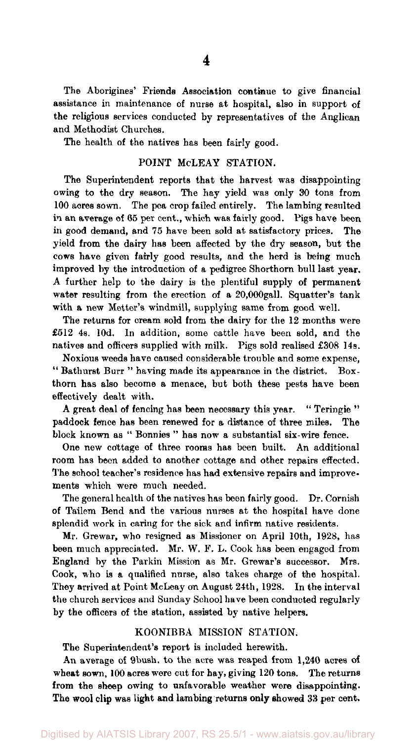The Aborigines' Friends Association continue to give financial assistance in maintenance of nurse at hospital, also in support of the religious services conducted by representatives of the Anglican and Methodist Churches.

The health of the natives has been fairly good.

## POINT McLEAY STATION.

The Superintendent reports that the harvest was disappointing owing to the dry season. The hay yield was only 30 tons from 100 acres sown. The pea crop failed entirely. The lambing resulted in an average of 65 per cent., which was fairly good. Pigs have been in good demand, and 75 have been sold at satisfactory prices. The yield from the dairy has been affected by the dry season, but the cows have given fairly good results, and the herd is being much improved by the introduction of a pedigree Shorthorn bull last year. A further help to the dairy is the plentiful supply of permanent water resulting from the erection of a 20,000gall. Squatter's tank with a new Metter's windmill, supplying same from good well.

The returns for cream sold from the dairy for the 12 months were £512 4s. 10d. In addition, some cattle have been sold, and the natives and officers supplied with milk. Pigs sold realised £308 14s.

Noxious weeds have caused considerable trouble and some expense, "Bathurst Burr" having made its appearance in the district. Boxthorn has also become a menace, but both these pests have been effectively dealt with.

A great deal of fencing has been necessary this year. "Teringie" paddock fence has been renewed for a distance of three miles. The block known as "Bonnies" has now a substantial six-wire fence.

One new cottage of three rooms has been built. An additional room has been added to another cottage and other repairs effected. The school teacher's residence has had extensive repairs and improvements which were much needed.

The general health of the natives has been fairly good. Dr. Cornish of Tailem Bend and the various nurses at the hospital have done splendid work in caring for the sick and infirm native residents.

Mr. Grewar, who resigned as Missioner on April 10th, 1928, has been much appreciated. Mr. W. F. L. Cook has been engaged from England by the Parkin Mission as Mr. Grewar's successor. Mrs. Cook, who is a qualified nurse, also takes charge of the hospital. They arrived at Point McLeay on August 24th, 1928. In the interval the church services and Sunday School have been conducted regularly by the officers of the station, assisted by native helpers.

## KOONIBBA MISSION STATION.

The Superintendent's report is included herewith.

An average of 9bush. to the acre was reaped from 1,240 acres of wheat sown, 100 acres were cut for hay, giving 120 tons. The returns from the sheep owing to unfavorable weather were disappointing. The wool clip was light and lambing returns only showed 33 per cent.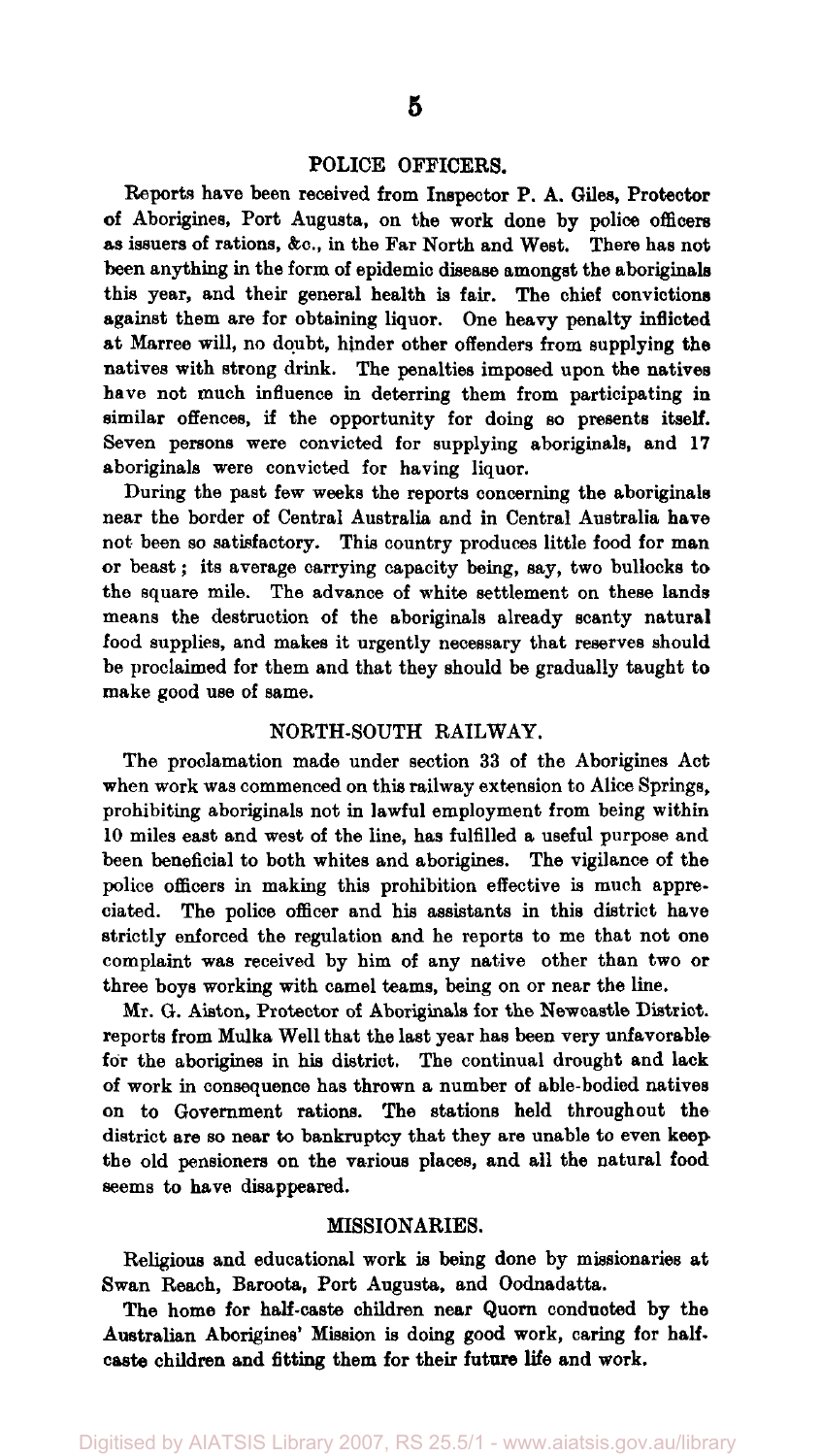## POLICE OFFICERS.

Reports have been received from Inspector P. A. Giles, Protector of Aborigines, Port Augusta, on the work done by police officers as issuers of rations, &c., in the Far North and West. There has not been anything in the form of epidemic disease amongst the aboriginals this year, and their general health is fair. The chief convictions against them are for obtaining liquor. One heavy penalty inflicted at Marree will, no doubt, hinder other offenders from supplying the natives with strong drink. The penalties imposed upon the natives have not much influence in deterring them from participating in similar offences, if the opportunity for doing so presents itself. Seven persons were convicted for supplying aboriginals, and 17 aboriginals were convicted for having liquor.

During the past few weeks the reports concerning the aboriginals near the border of Central Australia and in Central Australia have not been so satisfactory. This country produces little food for man or beast; its average carrying capacity being, say, two bullocks to the square mile. The advance of white settlement on these lands means the destruction of the aboriginals already scanty natural food supplies, and makes it urgently necessary that reserves should be proclaimed for them and that they should be gradually taught to make good use of same.

## NORTH-SOUTH RAILWAY.

The proclamation made under section 33 of the Aborigines Act when work was commenced on this railway extension to Alice Springs, prohibiting aboriginals not in lawful employment from being within 10 miles east and west of the line, has fulfilled a useful purpose and been beneficial to both whites and aborigines. The vigilance of the police officers in making this prohibition effective is much appreciated. The police officer and his assistants in this district have strictly enforced the regulation and he reports to me that not one complaint was received by him of any native other than two or three boys working with camel teams, being on or near the line.

Mr. G. Aiston, Protector of Aboriginals for the Newcastle District. reports from Mulka Well that the last year has been very unfavorable for the aborigines in his district. The continual drought and lack of work in consequence has thrown a number of able-bodied natives on to Government rations. The stations held throughout the district are so near to bankruptcy that they are unable to even keep the old pensioners on the various places, and all the natural food seems to have disappeared.

## MISSIONARIES.

Religious and educational work is being done by missionaries at Swan Reach, Baroota, Port Augusta, and Oodnadatta.

The home for half-caste children near Quorn conducted by the Australian Aborigines' Mission is doing good work, caring for half-caste children and fitting them for their future life and work.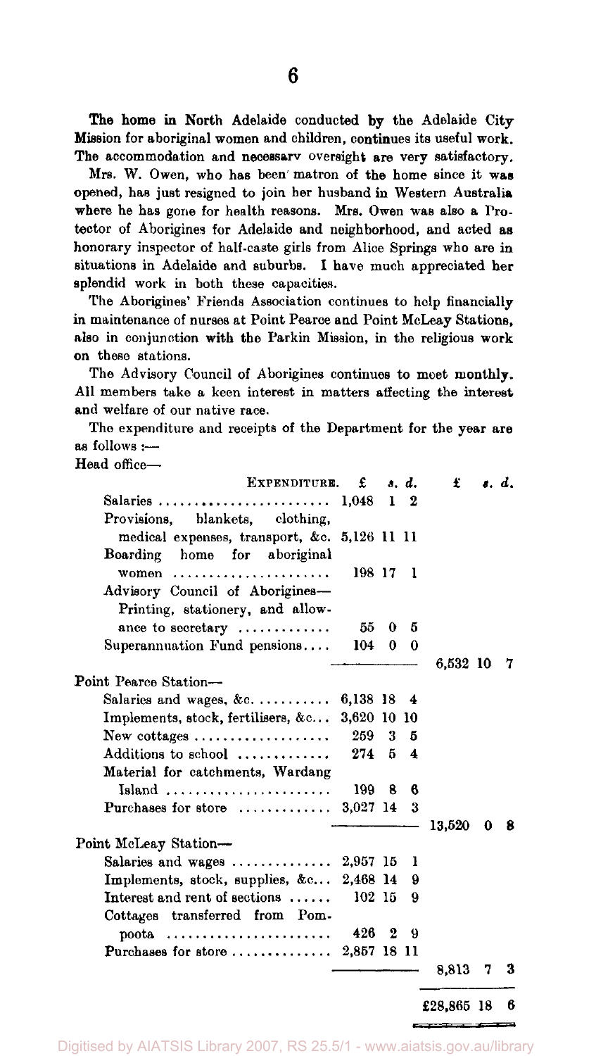The home in North Adelaide conducted by the Adelaide City Mission for aboriginal women and children, continues its useful work. The accommodation and necessary oversight are very satisfactory.

Mrs. W. Owen, who has been matron of the home since it was opened, has just resigned to join her husband in Western Australia where he has gone for health reasons. Mrs. Owen was also a Protector of Aborigines for Adelaide and neighborhood, and acted as honorary inspector of half-caste girls from Alice Springs who are in situations in Adelaide and suburbs. I have much appreciated her splendid work in both these capacities.

The Aborigines' Friends Association continues to help financially in maintenance of nurses at Point Pearce and Point McLeay Stations, also in conjunction with the Parkin Mission, in the religious work on these stations.

The Advisory Council of Aborigines continues to meet monthly. All members take a keen interest in matters affecting the interest and welfare of our native race.

The expenditure and receipts of the Department for the year are as follows :—

Head office—

| EXPENDITURE. | £ s. d. | £ s. d. |
|---|---|---|
| Salaries | 1,048 1 2 | |
| Provisions, blankets, clothing, medical expenses, transport, &c. | 5,126 11 11 | |
| Boarding home for aboriginal women | 198 17 1 | |
| Advisory Council of Aborigines—Printing, stationery, and allowance to secretary | 55 0 5 | |
| Superannuation Fund pensions | 104 0 0 | |
| | | 6,532 10 7 |
| **Point Pearce Station—** | | |
| Salaries and wages, &c. | 6,138 18 4 | |
| Implements, stock, fertilisers, &c. | 3,620 10 10 | |
| New cottages | 259 3 5 | |
| Additions to school | 274 5 4 | |
| Material for catchments, Wardang Island | 199 8 6 | |
| Purchases for store | 3,027 14 3 | |
| | | 13,520 0 8 |
| **Point McLeay Station—** | | |
| Salaries and wages | 2,957 15 1 | |
| Implements, stock, supplies, &c. | 2,468 14 9 | |
| Interest and rent of sections | 102 15 9 | |
| Cottages transferred from Pompoota | 426 2 9 | |
| Purchases for store | 2,857 18 11 | |
| | | 8,813 7 3 |
| | | £28,865 18 6 |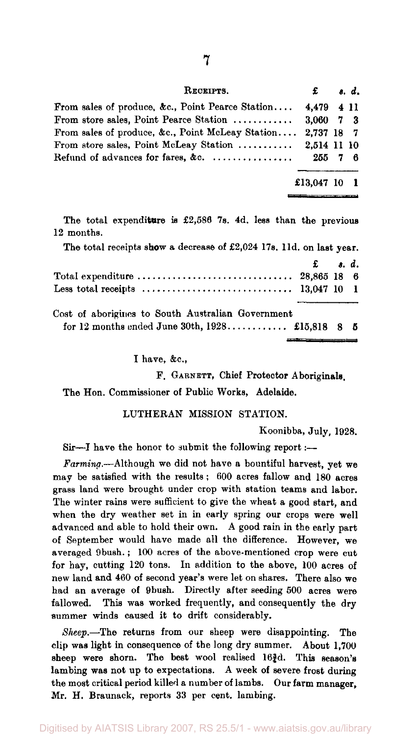| RECEIPTS. | £ | s. | d. |
|---|---|---|---|
| From sales of produce, &c., Point Pearce Station.... | 4,479 | 4 | 11 |
| From store sales, Point Pearce Station ............ | 3,060 | 7 | 3 |
| From sales of produce, &c., Point McLeay Station.... | 2,737 | 18 | 7 |
| From store sales, Point McLeay Station ........... | 2,514 | 11 | 10 |
| Refund of advances for fares, &c. ................ | 255 | 7 | 6 |
| | £13,047 | 10 | 1 |

The total expenditure is £2,586 7s. 4d. less than the previous 12 months.

The total receipts show a decrease of £2,024 17s. 11d. on last year.

| | £ | s. | d. |
|---|---|---|---|
| Total expenditure ............................... | 28,865 | 18 | 6 |
| Less total receipts .............................. | 13,047 | 10 | 1 |
| Cost of aborigines to South Australian Government for 12 months ended June 30th, 1928............ | £15,818 | 8 | 5 |

I have, &c.,

F. GARNETT, Chief Protector Aboriginals.

The Hon. Commissioner of Public Works, Adelaide.

## LUTHERAN MISSION STATION.

Koonibba, July, 1928.

Sir—I have the honor to submit the following report :—

*Farming.*—Although we did not have a bountiful harvest, yet we may be satisfied with the results; 600 acres fallow and 180 acres grass land were brought under crop with station teams and labor. The winter rains were sufficient to give the wheat a good start, and when the dry weather set in in early spring our crops were well advanced and able to hold their own. A good rain in the early part of September would have made all the difference. However, we averaged 9bush.; 100 acres of the above-mentioned crop were cut for hay, cutting 120 tons. In addition to the above, 100 acres of new land and 460 of second year's were let on shares. There also we had an average of 9bush. Directly after seeding 500 acres were fallowed. This was worked frequently, and consequently the dry summer winds caused it to drift considerably.

*Sheep.*—The returns from our sheep were disappointing. The clip was light in consequence of the long dry summer. About 1,700 sheep were shorn. The best wool realised 16¾d. This season's lambing was not up to expectations. A week of severe frost during the most critical period killed a number of lambs. Our farm manager, Mr. H. Braunack, reports 33 per cent. lambing.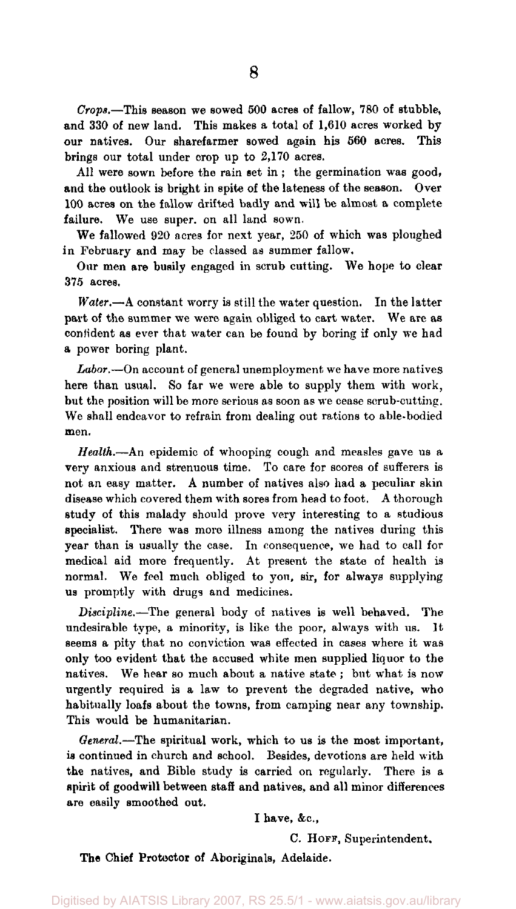*Crops.*—This season we sowed 500 acres of fallow, 780 of stubble, and 330 of new land. This makes a total of 1,610 acres worked by our natives. Our sharefarmer sowed again his 560 acres. This brings our total under crop up to 2,170 acres.

All were sown before the rain set in; the germination was good, and the outlook is bright in spite of the lateness of the season. Over 100 acres on the fallow drifted badly and will be almost a complete failure. We use super. on all land sown.

We fallowed 920 acres for next year, 250 of which was ploughed in February and may be classed as summer fallow.

Our men are busily engaged in scrub cutting. We hope to clear 375 acres.

*Water.*—A constant worry is still the water question. In the latter part of the summer we were again obliged to cart water. We are as confident as ever that water can be found by boring if only we had a power boring plant.

*Labor.*—On account of general unemployment we have more natives here than usual. So far we were able to supply them with work, but the position will be more serious as soon as we cease scrub-cutting. We shall endeavor to refrain from dealing out rations to able-bodied men.

*Health.*—An epidemic of whooping cough and measles gave us a very anxious and strenuous time. To care for scores of sufferers is not an easy matter. A number of natives also had a peculiar skin disease which covered them with sores from head to foot. A thorough study of this malady should prove very interesting to a studious specialist. There was more illness among the natives during this year than is usually the case. In consequence, we had to call for medical aid more frequently. At present the state of health is normal. We feel much obliged to you, sir, for always supplying us promptly with drugs and medicines.

*Discipline.*—The general body of natives is well behaved. The undesirable type, a minority, is like the poor, always with us. It seems a pity that no conviction was effected in cases where it was only too evident that the accused white men supplied liquor to the natives. We hear so much about a native state; but what is now urgently required is a law to prevent the degraded native, who habitually loafs about the towns, from camping near any township. This would be humanitarian.

*General.*—The spiritual work, which to us is the most important, is continued in church and school. Besides, devotions are held with the natives, and Bible study is carried on regularly. There is a spirit of goodwill between staff and natives, and all minor differences are easily smoothed out.

I have, &c.,

C. HOFF, Superintendent.

The Chief Protector of Aboriginals, Adelaide.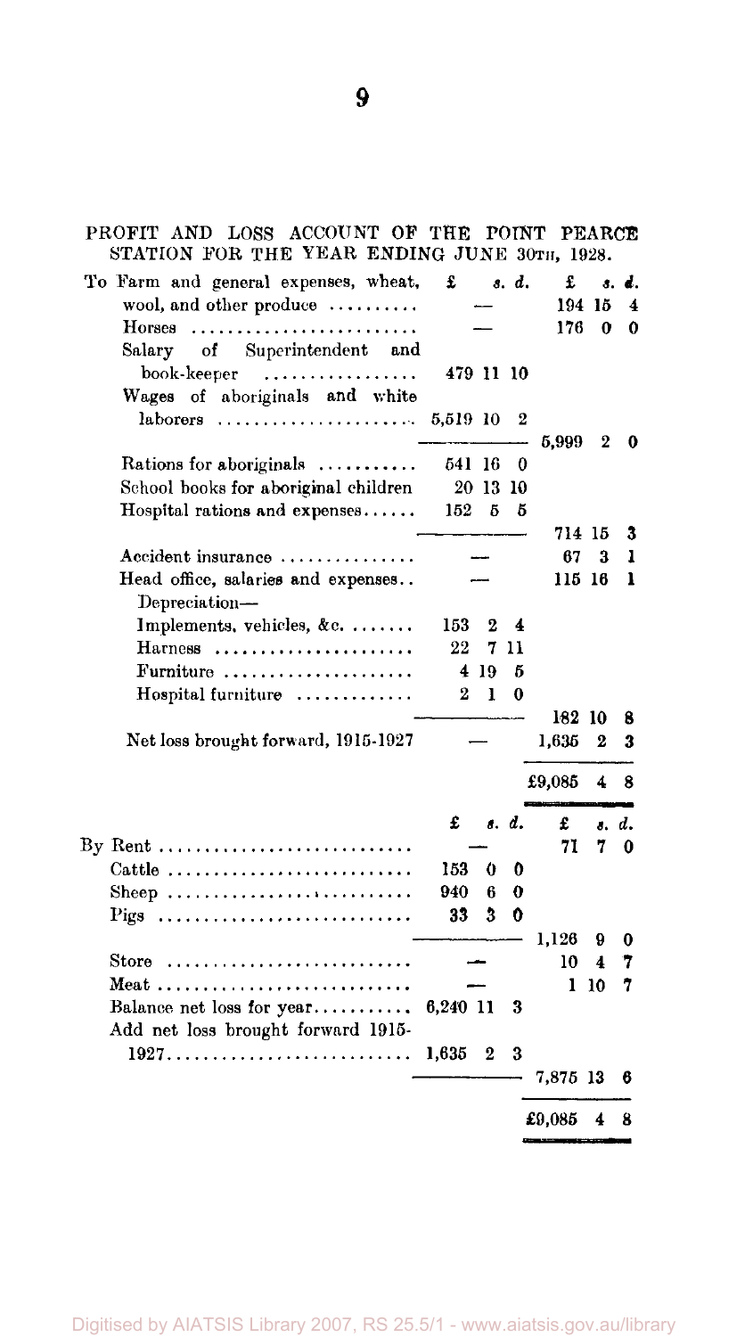PROFIT AND LOSS ACCOUNT OF THE POINT PEARCE STATION FOR THE YEAR ENDING JUNE 30TH, 1928.

| | £ s. d. | £ s. d. |
|---|---|---|
| To Farm and general expenses, wheat, wool, and other produce .......... | — | 194 15 4 |
| Horses .......................... | — | 176 0 0 |
| Salary of Superintendent and book-keeper ................. | 479 11 10 | |
| Wages of aboriginals and white laborers ...................... | 5,519 10 2 | |
| | | 5,999 2 0 |
| Rations for aboriginals ........... | 541 16 0 | |
| School books for aboriginal children | 20 13 10 | |
| Hospital rations and expenses...... | 152 5 5 | |
| | | 714 15 3 |
| Accident insurance ............... | — | 67 3 1 |
| Head office, salaries and expenses.. | — | 115 16 1 |
| Depreciation— | | |
| Implements, vehicles, &c. ....... | 153 2 4 | |
| Harness ...................... | 22 7 11 | |
| Furniture ..................... | 4 19 5 | |
| Hospital furniture ............. | 2 1 0 | |
| | | 182 10 8 |
| Net loss brought forward, 1915-1927 | — | 1,635 2 3 |
| | | £9,085 4 8 |

| | £ s. d. | £ s. d. |
|---|---|---|
| By Rent ............................ | — | 71 7 0 |
| Cattle ............................ | 153 0 0 | |
| Sheep ............................ | 940 6 0 | |
| Pigs ............................ | 33 3 0 | |
| | | 1,126 9 0 |
| Store ........................... | — | 10 4 7 |
| Meat ............................ | — | 1 10 7 |
| Balance net loss for year........... | 6,240 11 3 | |
| Add net loss brought forward 1915-1927........................... | 1,635 2 3 | |
| | | 7,875 13 6 |
| | | £9,085 4 8 |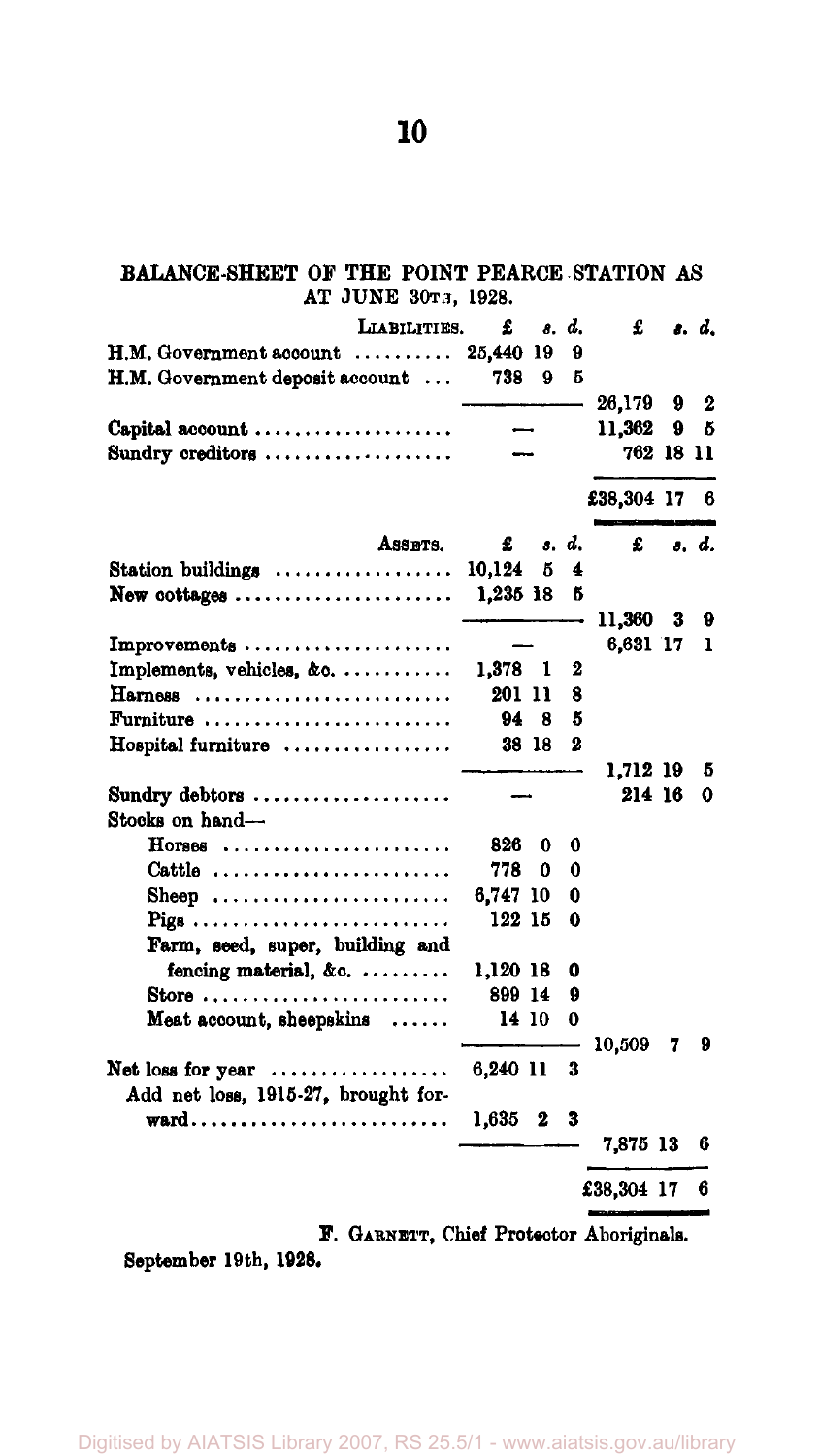## BALANCE-SHEET OF THE POINT PEARCE STATION AS AT JUNE 30TH, 1928.

| LIABILITIES. | £ s. d. | £ s. d. |
|---|---|---|
| H.M. Government account | 25,440 19 9 | |
| H.M. Government deposit account | 738 9 5 | |
| | | 26,179 9 2 |
| Capital account | — | 11,362 9 5 |
| Sundry creditors | — | 762 18 11 |
| | | £38,304 17 6 |

| ASSETS. | £ s. d. | £ s. d. |
|---|---|---|
| Station buildings | 10,124 5 4 | |
| New cottages | 1,235 18 5 | |
| | | 11,360 3 9 |
| Improvements | — | 6,631 17 1 |
| Implements, vehicles, &c. | 1,378 1 2 | |
| Harness | 201 11 8 | |
| Furniture | 94 8 5 | |
| Hospital furniture | 38 18 2 | |
| | | 1,712 19 5 |
| Sundry debtors | — | 214 16 0 |
| Stocks on hand— | | |
| Horses | 826 0 0 | |
| Cattle | 778 0 0 | |
| Sheep | 6,747 10 0 | |
| Pigs | 122 15 0 | |
| Farm, seed, super, building and fencing material, &c. | 1,120 18 0 | |
| Store | 899 14 9 | |
| Meat account, sheepskins | 14 10 0 | |
| | | 10,509 7 9 |
| Net loss for year | 6,240 11 3 | |
| Add net loss, 1915-27, brought forward | 1,635 2 3 | |
| | | 7,875 13 6 |
| | | £38,304 17 6 |

F. GARNETT, Chief Protector Aboriginals.

September 19th, 1928.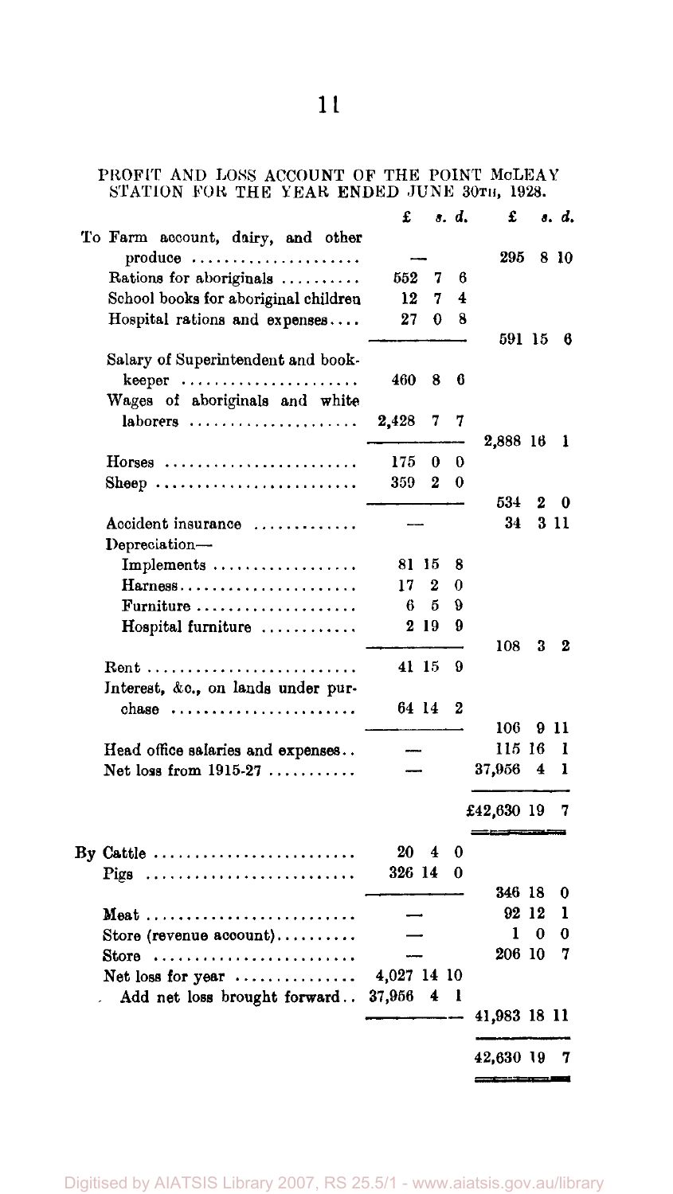PROFIT AND LOSS ACCOUNT OF THE POINT McLEAY STATION FOR THE YEAR ENDED JUNE 30TH, 1928.

| | £ s. d. | £ s. d. |
|---|---|---|
| To Farm account, dairy, and other produce | — | 295 8 10 |
| Rations for aboriginals | 552 7 6 | |
| School books for aboriginal children | 12 7 4 | |
| Hospital rations and expenses | 27 0 8 | |
| | | 591 15 6 |
| Salary of Superintendent and book-keeper | 460 8 6 | |
| Wages of aboriginals and white laborers | 2,428 7 7 | |
| | | 2,888 16 1 |
| Horses | 175 0 0 | |
| Sheep | 359 2 0 | |
| | | 534 2 0 |
| Accident insurance | — | 34 3 11 |
| Depreciation— | | |
| Implements | 81 15 8 | |
| Harness | 17 2 0 | |
| Furniture | 6 5 9 | |
| Hospital furniture | 2 19 9 | |
| | | 108 3 2 |
| Rent | 41 15 9 | |
| Interest, &c., on lands under purchase | 64 14 2 | |
| | | 106 9 11 |
| Head office salaries and expenses | — | 115 16 1 |
| Net loss from 1915-27 | — | 37,956 4 1 |
| | | £42,630 19 7 |
| By Cattle | 20 4 0 | |
| Pigs | 326 14 0 | |
| | | 346 18 0 |
| Meat | — | 92 12 1 |
| Store (revenue account) | — | 1 0 0 |
| Store | — | 206 10 7 |
| Net loss for year | 4,027 14 10 | |
| Add net loss brought forward | 37,956 4 1 | |
| | | 41,983 18 11 |
| | | 42,630 19 7 |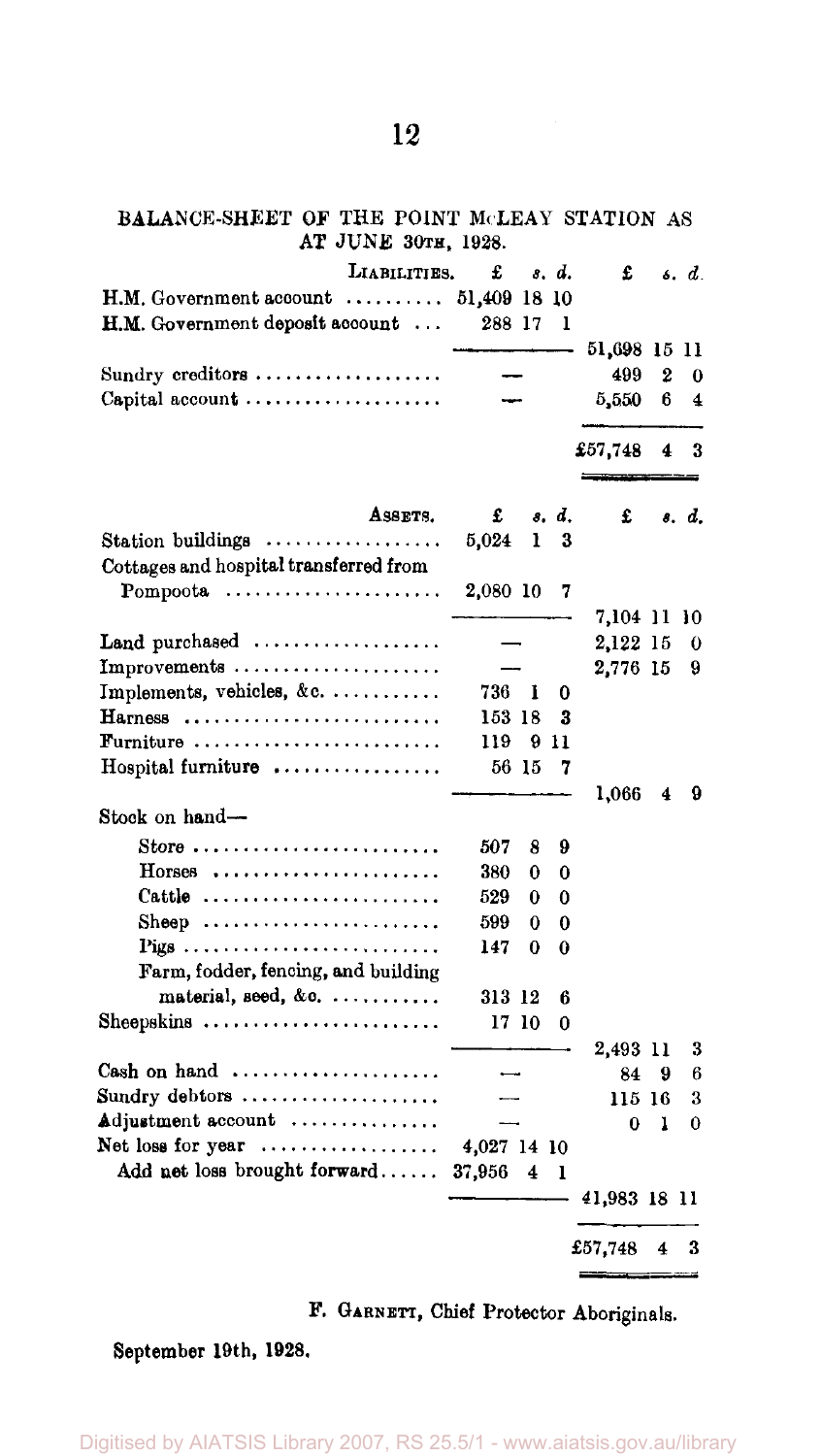## BALANCE-SHEET OF THE POINT McLEAY STATION AS AT JUNE 30TH, 1928.

| LIABILITIES. | £ s. d. | £ s. d. |
|---|---|---|
| H.M. Government account | 51,409 18 10 | |
| H.M. Government deposit account | 288 17 1 | |
| | | 51,698 15 11 |
| Sundry creditors | — | 499 2 0 |
| Capital account | — | 5,550 6 4 |
| | | £57,748 4 3 |

| ASSETS. | £ s. d. | £ s. d. |
|---|---|---|
| Station buildings | 5,024 1 3 | |
| Cottages and hospital transferred from Pompoota | 2,080 10 7 | |
| | | 7,104 11 10 |
| Land purchased | — | 2,122 15 0 |
| Improvements | — | 2,776 15 9 |
| Implements, vehicles, &c. | 736 1 0 | |
| Harness | 153 18 3 | |
| Furniture | 119 9 11 | |
| Hospital furniture | 56 15 7 | |
| | | 1,066 4 9 |
| Stock on hand— | | |
| Store | 507 8 9 | |
| Horses | 380 0 0 | |
| Cattle | 529 0 0 | |
| Sheep | 599 0 0 | |
| Pigs | 147 0 0 | |
| Farm, fodder, fencing, and building material, seed, &c. | 313 12 6 | |
| Sheepskins | 17 10 0 | |
| | | 2,493 11 3 |
| Cash on hand | — | 84 9 6 |
| Sundry debtors | — | 115 16 3 |
| Adjustment account | — | 0 1 0 |
| Net loss for year | 4,027 14 10 | |
| Add net loss brought forward | 37,956 4 1 | |
| | | 41,983 18 11 |
| | | £57,748 4 3 |

F. GARNETT, Chief Protector Aboriginals.

September 19th, 1928.